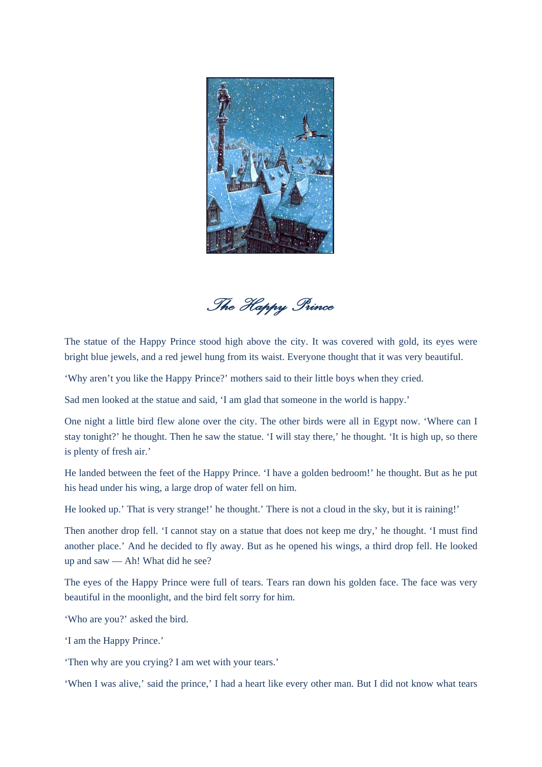# The Happy Prince

The statue of the Happy Prince stood high above the city. It was covered with gold, its eyes were bright blue jewels, and a red jewel hung from its waist. Everyone thought that it was very beautiful.

'Why aren't you like the Happy Prince?' mothers said to their little boys when they cried.

Sad men looked at the statue and said, 'I am glad that someone in the world is happy.'

One night a little bird flew alone over the city. The other birds were all in Egypt now. 'Where can I stay tonight?' he thought. Then he saw the statue. 'I will stay there,' he thought. 'It is high up, so there is plenty of fresh air.'

He landed between the feet of the Happy Prince. 'I have a golden bedroom!' he thought. But as he put his head under his wing, a large drop of water fell on him.

He looked up.' That is very strange!' he thought.' There is not a cloud in the sky, but it is raining!'

Then another drop fell. 'I cannot stay on a statue that does not keep me dry,' he thought. 'I must find another place.' And he decided to fly away. But as he opened his wings, a third drop fell. He looked up and saw — Ah! What did he see?

The eyes of the Happy Prince were full of tears. Tears ran down his golden face. The face was very beautiful in the moonlight, and the bird felt sorry for him.

'Who are you?' asked the bird.

'I am the Happy Prince.'

'Then why are you crying? I am wet with your tears.'

'When I was alive,' said the prince,' I had a heart like every other man. But I did not know what tears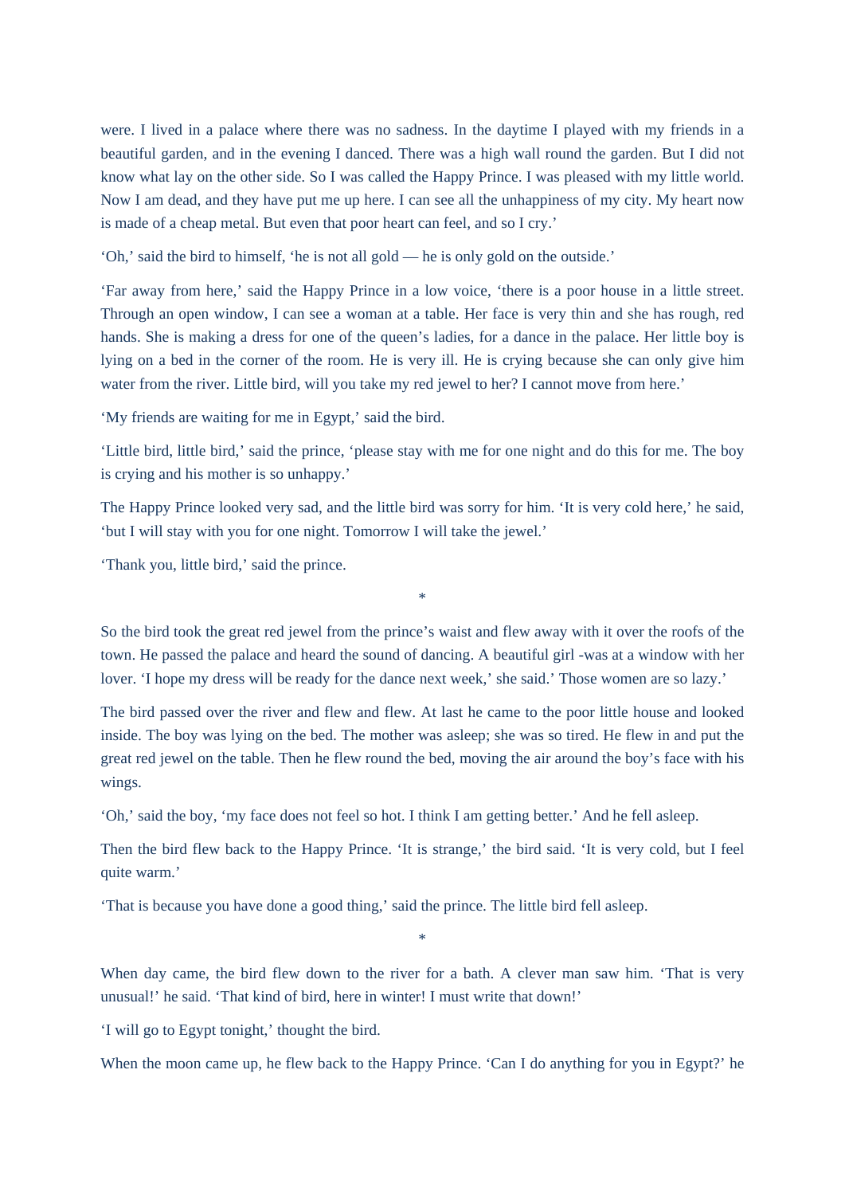were. I lived in a palace where there was no sadness. In the daytime I played with my friends in a beautiful garden, and in the evening I danced. There was a high wall round the garden. But I did not know what lay on the other side. So I was called the Happy Prince. I was pleased with my little world. Now I am dead, and they have put me up here. I can see all the unhappiness of my city. My heart now is made of a cheap metal. But even that poor heart can feel, and so I cry.'

'Oh,' said the bird to himself, 'he is not all gold — he is only gold on the outside.'

'Far away from here,' said the Happy Prince in a low voice, 'there is a poor house in a little street. Through an open window, I can see a woman at a table. Her face is very thin and she has rough, red hands. She is making a dress for one of the queen's ladies, for a dance in the palace. Her little boy is lying on a bed in the corner of the room. He is very ill. He is crying because she can only give him water from the river. Little bird, will you take my red jewel to her? I cannot move from here.'

'My friends are waiting for me in Egypt,' said the bird.

'Little bird, little bird,' said the prince, 'please stay with me for one night and do this for me. The boy is crying and his mother is so unhappy.'

The Happy Prince looked very sad, and the little bird was sorry for him. 'It is very cold here,' he said, 'but I will stay with you for one night. Tomorrow I will take the jewel.'

'Thank you, little bird,' said the prince.

*

So the bird took the great red jewel from the prince's waist and flew away with it over the roofs of the town. He passed the palace and heard the sound of dancing. A beautiful girl -was at a window with her lover. 'I hope my dress will be ready for the dance next week,' she said.' Those women are so lazy.'

The bird passed over the river and flew and flew. At last he came to the poor little house and looked inside. The boy was lying on the bed. The mother was asleep; she was so tired. He flew in and put the great red jewel on the table. Then he flew round the bed, moving the air around the boy's face with his wings.

'Oh,' said the boy, 'my face does not feel so hot. I think I am getting better.' And he fell asleep.

Then the bird flew back to the Happy Prince. 'It is strange,' the bird said. 'It is very cold, but I feel quite warm.'

'That is because you have done a good thing,' said the prince. The little bird fell asleep.

*

When day came, the bird flew down to the river for a bath. A clever man saw him. 'That is very unusual!' he said. 'That kind of bird, here in winter! I must write that down!'

'I will go to Egypt tonight,' thought the bird.

When the moon came up, he flew back to the Happy Prince. 'Can I do anything for you in Egypt?' he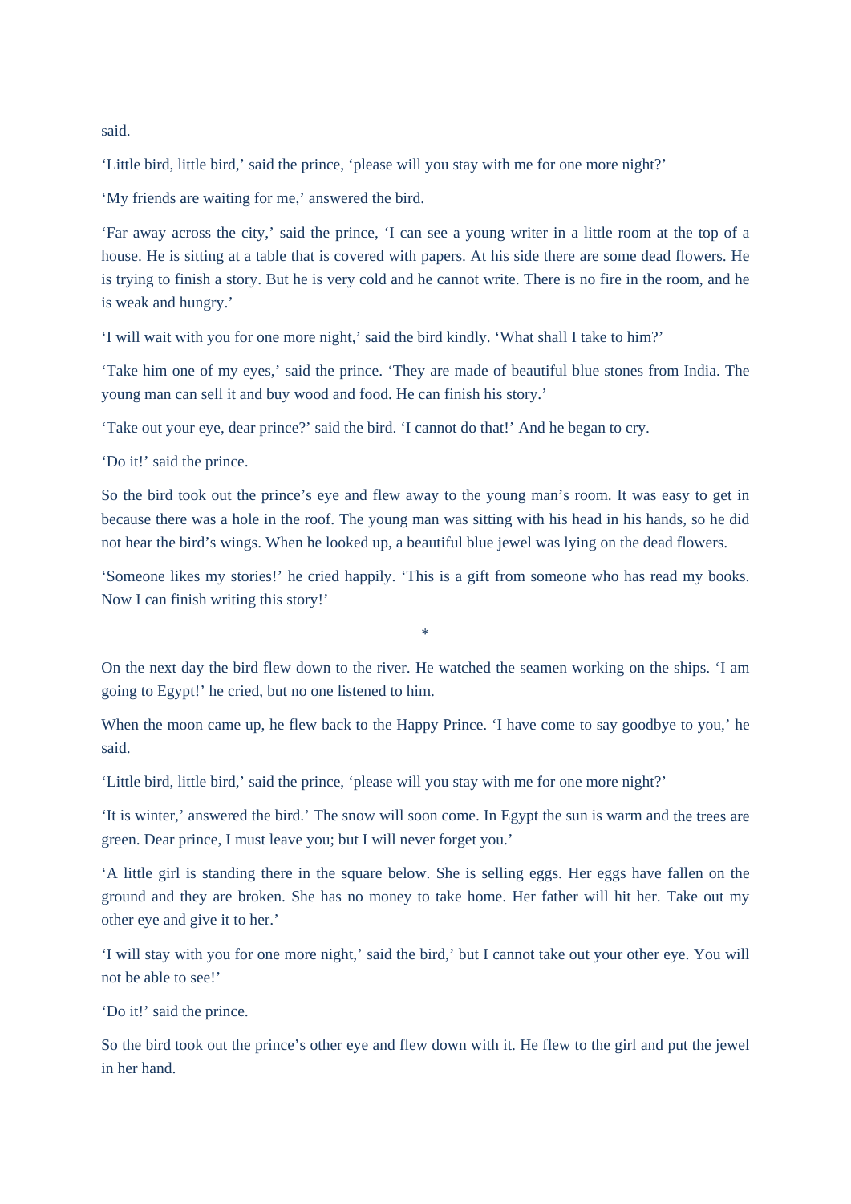said.

‘Little bird, little bird,’ said the prince, ‘please will you stay with me for one more night?’

‘My friends are waiting for me,’ answered the bird.

‘Far away across the city,’ said the prince, ‘I can see a young writer in a little room at the top of a house. He is sitting at a table that is covered with papers. At his side there are some dead flowers. He is trying to finish a story. But he is very cold and he cannot write. There is no fire in the room, and he is weak and hungry.’

‘I will wait with you for one more night,’ said the bird kindly. ‘What shall I take to him?’

‘Take him one of my eyes,’ said the prince. ‘They are made of beautiful blue stones from India. The young man can sell it and buy wood and food. He can finish his story.’

‘Take out your eye, dear prince?’ said the bird. ‘I cannot do that!’ And he began to cry.

‘Do it!’ said the prince.

So the bird took out the prince’s eye and flew away to the young man’s room. It was easy to get in because there was a hole in the roof. The young man was sitting with his head in his hands, so he did not hear the bird’s wings. When he looked up, a beautiful blue jewel was lying on the dead flowers.

‘Someone likes my stories!’ he cried happily. ‘This is a gift from someone who has read my books. Now I can finish writing this story!’

*

On the next day the bird flew down to the river. He watched the seamen working on the ships. ‘I am going to Egypt!’ he cried, but no one listened to him.

When the moon came up, he flew back to the Happy Prince. ‘I have come to say goodbye to you,’ he said.

‘Little bird, little bird,’ said the prince, ‘please will you stay with me for one more night?’

‘It is winter,’ answered the bird.’ The snow will soon come. In Egypt the sun is warm and the trees are green. Dear prince, I must leave you; but I will never forget you.’

‘A little girl is standing there in the square below. She is selling eggs. Her eggs have fallen on the ground and they are broken. She has no money to take home. Her father will hit her. Take out my other eye and give it to her.’

‘I will stay with you for one more night,’ said the bird,’ but I cannot take out your other eye. You will not be able to see!’

‘Do it!’ said the prince.

So the bird took out the prince’s other eye and flew down with it. He flew to the girl and put the jewel in her hand.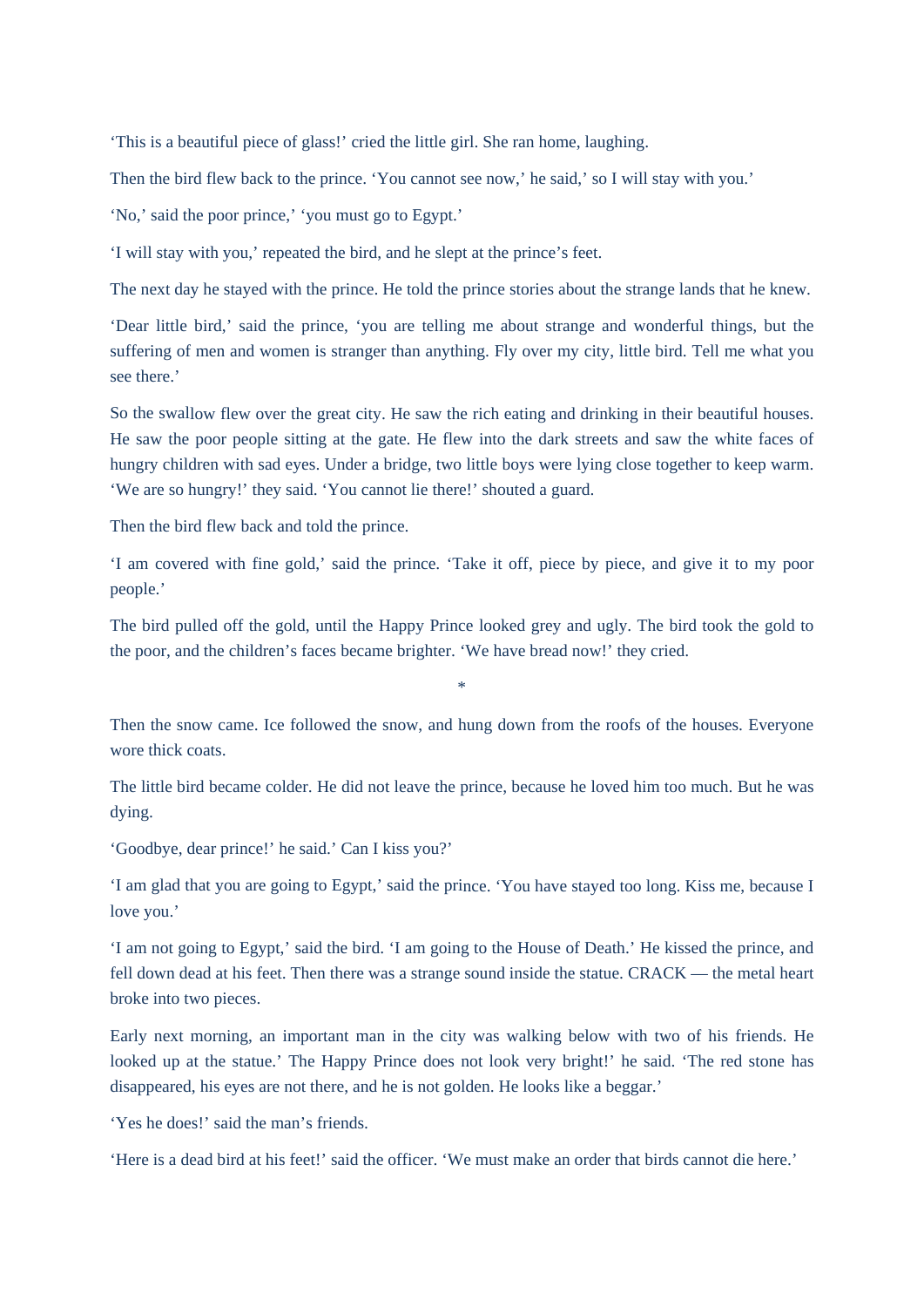'This is a beautiful piece of glass!' cried the little girl. She ran home, laughing.

Then the bird flew back to the prince. 'You cannot see now,' he said,' so I will stay with you.'

'No,' said the poor prince,' 'you must go to Egypt.'

'I will stay with you,' repeated the bird, and he slept at the prince's feet.

The next day he stayed with the prince. He told the prince stories about the strange lands that he knew.

'Dear little bird,' said the prince, 'you are telling me about strange and wonderful things, but the suffering of men and women is stranger than anything. Fly over my city, little bird. Tell me what you see there.'

So the swallow flew over the great city. He saw the rich eating and drinking in their beautiful houses. He saw the poor people sitting at the gate. He flew into the dark streets and saw the white faces of hungry children with sad eyes. Under a bridge, two little boys were lying close together to keep warm. 'We are so hungry!' they said. 'You cannot lie there!' shouted a guard.

Then the bird flew back and told the prince.

'I am covered with fine gold,' said the prince. 'Take it off, piece by piece, and give it to my poor people.'

The bird pulled off the gold, until the Happy Prince looked grey and ugly. The bird took the gold to the poor, and the children's faces became brighter. 'We have bread now!' they cried.

*

Then the snow came. Ice followed the snow, and hung down from the roofs of the houses. Everyone wore thick coats.

The little bird became colder. He did not leave the prince, because he loved him too much. But he was dying.

'Goodbye, dear prince!' he said.' Can I kiss you?'

'I am glad that you are going to Egypt,' said the prince. 'You have stayed too long. Kiss me, because I love you.'

'I am not going to Egypt,' said the bird. 'I am going to the House of Death.' He kissed the prince, and fell down dead at his feet. Then there was a strange sound inside the statue. CRACK — the metal heart broke into two pieces.

Early next morning, an important man in the city was walking below with two of his friends. He looked up at the statue.' The Happy Prince does not look very bright!' he said. 'The red stone has disappeared, his eyes are not there, and he is not golden. He looks like a beggar.'

'Yes he does!' said the man's friends.

'Here is a dead bird at his feet!' said the officer. 'We must make an order that birds cannot die here.'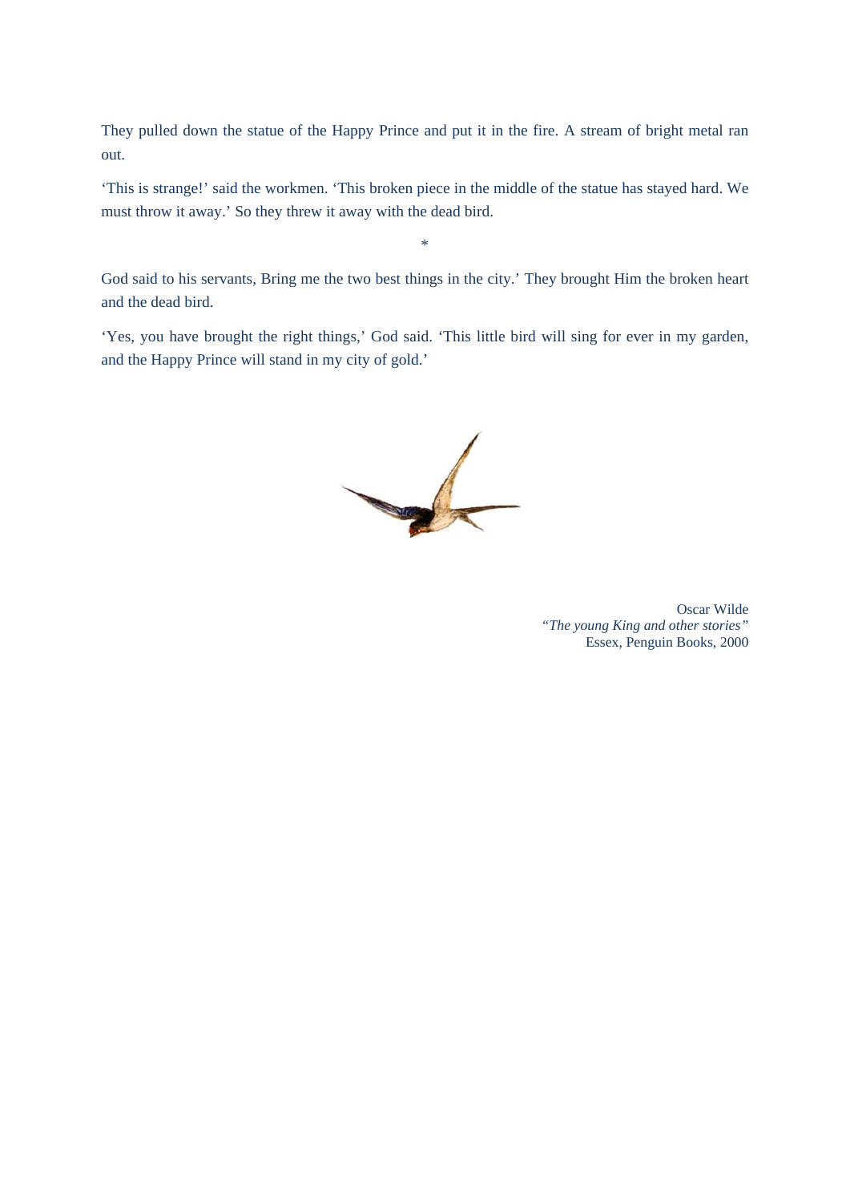They pulled down the statue of the Happy Prince and put it in the fire. A stream of bright metal ran out.

‘This is strange!’ said the workmen. ‘This broken piece in the middle of the statue has stayed hard. We must throw it away.’ So they threw it away with the dead bird.

*

God said to his servants, Bring me the two best things in the city.’ They brought Him the broken heart and the dead bird.

‘Yes, you have brought the right things,’ God said. ‘This little bird will sing for ever in my garden, and the Happy Prince will stand in my city of gold.’

Oscar Wilde
*“The young King and other stories”*
Essex, Penguin Books, 2000